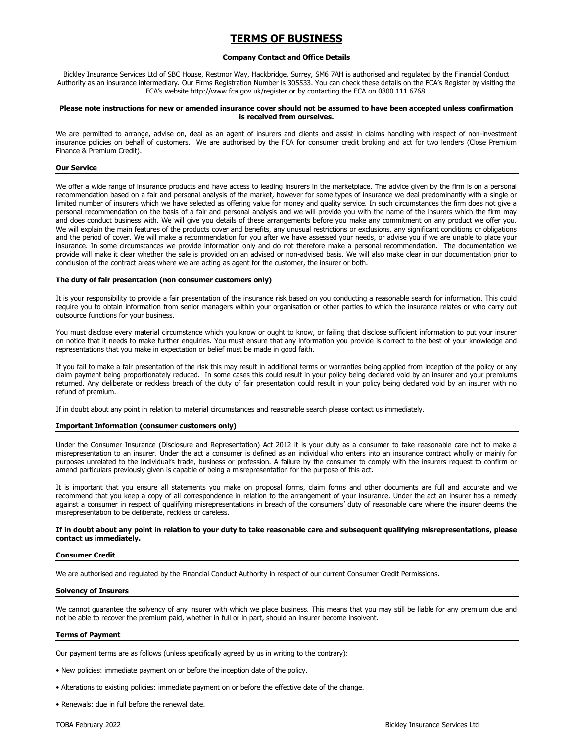# TERMS OF BUSINESS

**Company Contact and Office Details**

Bickley Insurance Services Ltd of SBC House, Restmor Way, Hackbridge, Surrey, SM6 7AH is authorised and regulated by the Financial Conduct Authority as an insurance intermediary. Our Firms Registration Number is 305533. You can check these details on the FCA's Register by visiting the FCA's website http://www.fca.gov.uk/register or by contacting the FCA on 0800 111 6768.

**Please note instructions for new or amended insurance cover should not be assumed to have been accepted unless confirmation is received from ourselves.**

We are permitted to arrange, advise on, deal as an agent of insurers and clients and assist in claims handling with respect of non-investment insurance policies on behalf of customers. We are authorised by the FCA for consumer credit broking and act for two lenders (Close Premium Finance & Premium Credit).

## Our Service

We offer a wide range of insurance products and have access to leading insurers in the marketplace. The advice given by the firm is on a personal recommendation based on a fair and personal analysis of the market, however for some types of insurance we deal predominantly with a single or limited number of insurers which we have selected as offering value for money and quality service. In such circumstances the firm does not give a personal recommendation on the basis of a fair and personal analysis and we will provide you with the name of the insurers which the firm may and does conduct business with. We will give you details of these arrangements before you make any commitment on any product we offer you. We will explain the main features of the products cover and benefits, any unusual restrictions or exclusions, any significant conditions or obligations and the period of cover. We will make a recommendation for you after we have assessed your needs, or advise you if we are unable to place your insurance. In some circumstances we provide information only and do not therefore make a personal recommendation. The documentation we provide will make it clear whether the sale is provided on an advised or non-advised basis. We will also make clear in our documentation prior to conclusion of the contract areas where we are acting as agent for the customer, the insurer or both.

## The duty of fair presentation (non consumer customers only)

It is your responsibility to provide a fair presentation of the insurance risk based on you conducting a reasonable search for information. This could require you to obtain information from senior managers within your organisation or other parties to which the insurance relates or who carry out outsource functions for your business.

You must disclose every material circumstance which you know or ought to know, or failing that disclose sufficient information to put your insurer on notice that it needs to make further enquiries. You must ensure that any information you provide is correct to the best of your knowledge and representations that you make in expectation or belief must be made in good faith.

If you fail to make a fair presentation of the risk this may result in additional terms or warranties being applied from inception of the policy or any claim payment being proportionately reduced. In some cases this could result in your policy being declared void by an insurer and your premiums returned. Any deliberate or reckless breach of the duty of fair presentation could result in your policy being declared void by an insurer with no refund of premium.

If in doubt about any point in relation to material circumstances and reasonable search please contact us immediately.

## Important Information (consumer customers only)

Under the Consumer Insurance (Disclosure and Representation) Act 2012 it is your duty as a consumer to take reasonable care not to make a misrepresentation to an insurer. Under the act a consumer is defined as an individual who enters into an insurance contract wholly or mainly for purposes unrelated to the individual's trade, business or profession. A failure by the consumer to comply with the insurers request to confirm or amend particulars previously given is capable of being a misrepresentation for the purpose of this act.

It is important that you ensure all statements you make on proposal forms, claim forms and other documents are full and accurate and we recommend that you keep a copy of all correspondence in relation to the arrangement of your insurance. Under the act an insurer has a remedy against a consumer in respect of qualifying misrepresentations in breach of the consumers' duty of reasonable care where the insurer deems the misrepresentation to be deliberate, reckless or careless.

**If in doubt about any point in relation to your duty to take reasonable care and subsequent qualifying misrepresentations, please contact us immediately.**

## Consumer Credit

We are authorised and regulated by the Financial Conduct Authority in respect of our current Consumer Credit Permissions.

## Solvency of Insurers

We cannot guarantee the solvency of any insurer with which we place business. This means that you may still be liable for any premium due and not be able to recover the premium paid, whether in full or in part, should an insurer become insolvent.

## Terms of Payment

Our payment terms are as follows (unless specifically agreed by us in writing to the contrary):

- New policies: immediate payment on or before the inception date of the policy.
- Alterations to existing policies: immediate payment on or before the effective date of the change.
- Renewals: due in full before the renewal date.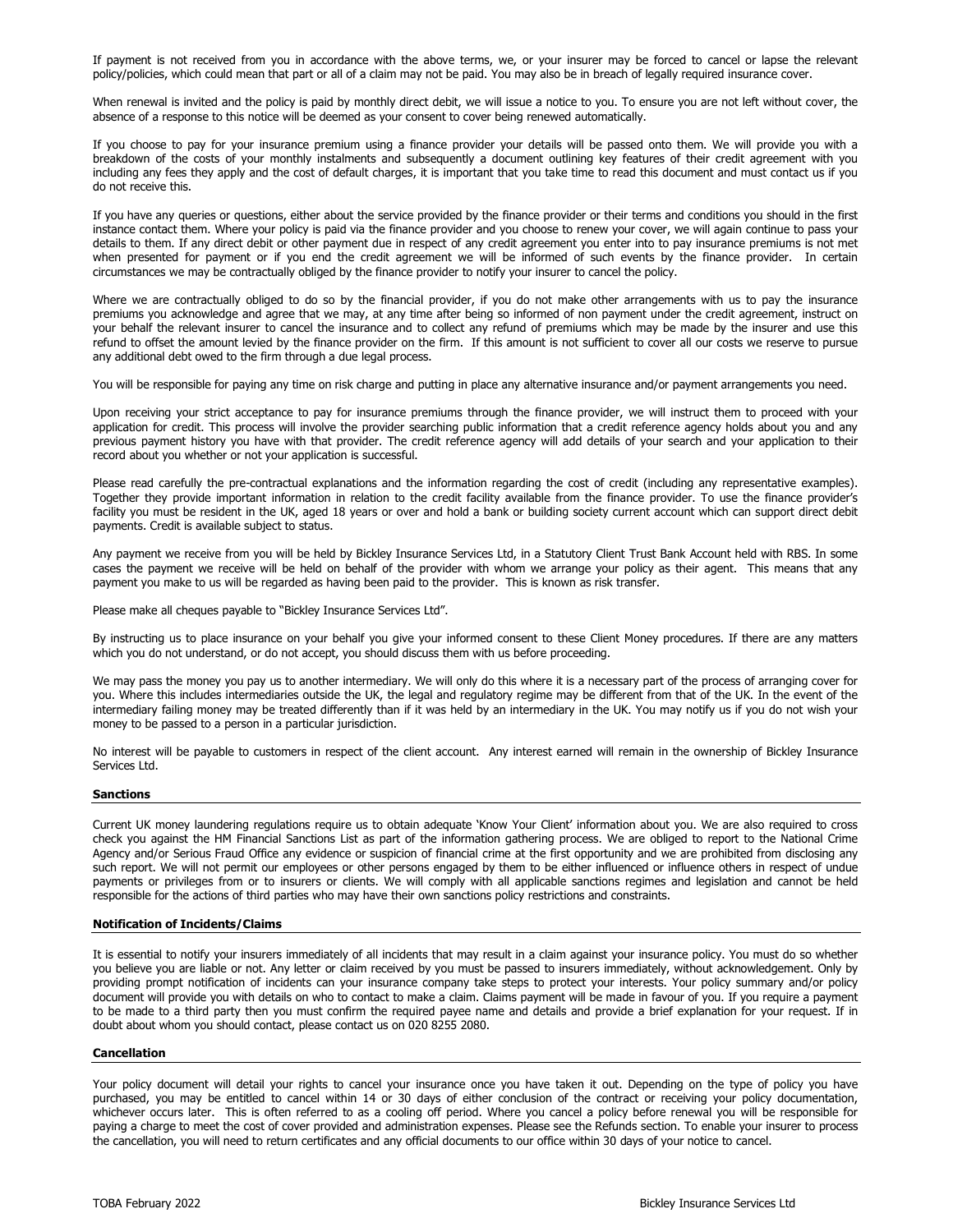If payment is not received from you in accordance with the above terms, we, or your insurer may be forced to cancel or lapse the relevant policy/policies, which could mean that part or all of a claim may not be paid. You may also be in breach of legally required insurance cover.

When renewal is invited and the policy is paid by monthly direct debit, we will issue a notice to you. To ensure you are not left without cover, the absence of a response to this notice will be deemed as your consent to your cover being renewed automatically.

If you choose to pay for your insurance premium using a finance provider your details will be passed onto them. We will provide you with a breakdown of the costs of your monthly instalments and subsequently a document outlining key features of their credit agreement with you including any fees they apply and the cost of default charges, it is important that you take time to read this document and must contact us if you do not receive this.

If you have any queries or questions, either about the service provided by the finance provider or their terms and conditions you should in the first instance contact them. Where your policy is paid via the finance provider and you choose to renew your cover, we will again continue to pass your details to them. If any direct debit or other payment due in respect of any credit agreement you enter into to pay insurance premiums is not met when presented for payment or if you end the credit agreement we will be informed of such events by the finance provider. In certain circumstances we may be contractually obliged by the finance provider to notify your insurer to cancel the policy.

Where we are contractually obliged to do so by the financial provider, if you do not make other arrangements with us to pay the insurance premiums you acknowledge and agree that we may, at any time after being so informed of non payment under the credit agreement, instruct on your behalf the relevant insurer to cancel the insurance and to collect any refund of premiums which may be made by the insurer and use this refund to offset the amount levied by the finance provider on the firm. If this amount is not sufficient to cover all our costs we reserve to pursue any additional debt owed to the firm through a due legal process.

You will be responsible for paying any time on risk charge and putting in place any alternative insurance and/or payment arrangements you need.

Upon receiving your strict acceptance to pay for insurance premiums through the finance provider, we will instruct them to proceed with your application for credit. This process will involve the provider searching public information that a credit reference agency holds about you and any previous payment history you have with that provider. The credit reference agency will add details of your search and your application to their record about you whether or not your application is successful.

Please read carefully the pre-contractual explanations and the information regarding the cost of credit (including any representative examples). Together they provide important information in relation to the credit facility available from the finance provider. To use the finance provider's facility you must be resident in the UK, aged 18 years or over and hold a bank or building society current account which can support direct debit payments. Credit is available subject to status.

Any payment we receive from you will be held by Bickley Insurance Services Ltd, in a Statutory Client Trust Bank Account held with RBS. In some cases the payment we receive will be held on behalf of the provider with whom we arrange your policy as their agent. This means that any payment you make to us will be regarded as having been paid to the provider. This is known as risk transfer.

Please make all cheques payable to "Bickley Insurance Services Ltd".

By instructing us to place insurance on your behalf you give your informed consent to these Client Money procedures. If there are any matters which you do not understand, or do not accept, you should discuss them with us before proceeding.

We may pass the money you pay us to another intermediary. We will only do this where it is a necessary part of the process of arranging cover for you. Where this includes intermediaries outside the UK, the legal and regulatory regime may be different from that of the UK. In the event of the intermediary failing money may be treated differently than if it was held by an intermediary in the UK. You may notify us if you do not wish your money to be passed to a person in a particular jurisdiction.

No interest will be payable to customers in respect of the client account. Any interest earned will remain in the ownership of Bickley Insurance Services Ltd.

## Sanctions

Current UK money laundering regulations require us to obtain adequate 'Know Your Client' information about you. We are also required to cross check you against the HM Financial Sanctions List as part of the information gathering process. We are obliged to report to the National Crime Agency and/or Serious Fraud Office any evidence or suspicion of financial crime at the first opportunity and we are prohibited from disclosing any such report. We will not permit our employees or other persons engaged by them to be either influenced or influence others in respect of undue payments or privileges from or to insurers or clients. We will comply with all applicable sanctions regimes and legislation and cannot be held responsible for the actions of third parties who may have their own sanctions policy restrictions and constraints.

## Notification of Incidents/Claims

It is essential to notify your insurers immediately of all incidents that may result in a claim against your insurance policy. You must do so whether you believe you are liable or not. Any letter or claim received by you must be passed to insurers immediately, without acknowledgement. Only by providing prompt notification of incidents can your insurance company take steps to protect your interests. Your policy summary and/or policy document will provide you with details on who to contact to make a claim. Claims payment will be made in favour of you. If you require a payment to be made to a third party then you must confirm the required payee name and details and provide a brief explanation for your request. If in doubt about whom you should contact, please contact us on 020 8255 2080.

## Cancellation

Your policy document will detail your rights to cancel your insurance once you have taken it out. Depending on the type of policy you have purchased, you may be entitled to cancel within 14 or 30 days of either conclusion of the contract or receiving your policy documentation, whichever occurs later. This is often referred to as a cooling off period. Where you cancel a policy before renewal you will be responsible for paying a charge to meet the cost of cover provided and administration expenses. Please see the Refunds section. To enable your insurer to process the cancellation, you will need to return certificates and any official documents to our office within 30 days of your notice to cancel.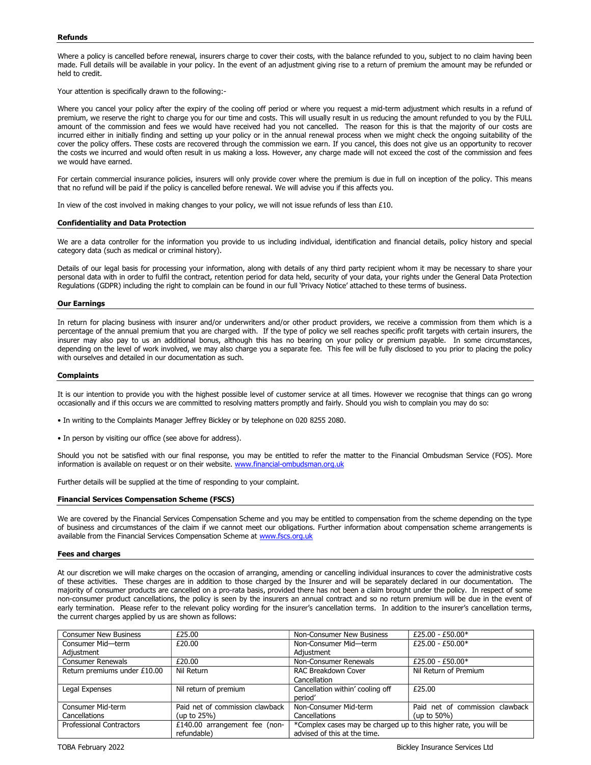### Refunds

Where a policy is cancelled before renewal, insurers charge to cover their costs, with the balance refunded to you, subject to no claim having been made. Full details will be available in your policy. In the event of an adjustment giving rise to a return of premium the amount may be refunded or held to credit.

Your attention is specifically drawn to the following:-

Where you cancel your policy after the expiry of the cooling off period or where you request a mid-term adjustment which results in a refund of premium, we reserve the right to charge you for our time and costs. This will usually result in us reducing the amount refunded to you by the FULL amount of the commission and fees we would have received had you not cancelled. The reason for this is that the majority of our costs are incurred either in initially finding and setting up your policy or in the annual renewal process when we might check the ongoing suitability of the cover the policy offers. These costs are recovered through the commission we earn. If you cancel, this does not give us an opportunity to recover the costs we incurred and would often result in us making a loss. However, any charge made will not exceed the cost of the commission and fees we would have earned.

For certain commercial insurance policies, insurers will only provide cover where the premium is due in full on inception of the policy. This means that no refund will be paid if the policy is cancelled before renewal. We will advise you if this affects you.

In view of the cost involved in making changes to your policy, we will not issue refunds of less than £10.

### Confidentiality and Data Protection

We are a data controller for the information you provide to us including individual, identification and financial details, policy history and special category data (such as medical or criminal history).

Details of our legal basis for processing your information, along with details of any third party recipient whom it may be necessary to share your personal data with in order to fulfil the contract, retention period for data held, security of your data, your rights under the General Data Protection Regulations (GDPR) including the right to complain can be found in our full 'Privacy Notice' attached to these terms of business.

### Our Earnings

In return for placing business with insurer and/or underwriters and/or other product providers, we receive a commission from them which is a percentage of the annual premium that you are charged with. If the type of policy we sell reaches specific profit targets with certain insurers, the insurer may also pay to us an additional bonus, although this has no bearing on your policy or premium payable. In some circumstances, depending on the level of work involved, we may also charge you a separate fee. This fee will be fully disclosed to you prior to placing the policy with ourselves and detailed in our documentation as such.

### Complaints

It is our intention to provide you with the highest possible level of customer service at all times. However we recognise that things can go wrong occasionally and if this occurs we are committed to resolving matters promptly and fairly. Should you wish to complain you may do so:

- In writing to the Complaints Manager Jeffrey Bickley or by telephone on 020 8255 2080.
- In person by visiting our office (see above for address).

Should you not be satisfied with our final response, you may be entitled to refer the matter to the Financial Ombudsman Service (FOS). More information is available on request or on their website. www.financial-ombudsman.org.uk

Further details will be supplied at the time of responding to your complaint.

### Financial Services Compensation Scheme (FSCS)

We are covered by the Financial Services Compensation Scheme and you may be entitled to compensation from the scheme depending on the type of business and circumstances of the claim if we cannot meet our obligations. Further information about compensation scheme arrangements is available from the Financial Services Compensation Scheme at www.fscs.org.uk

### Fees and charges

At our discretion we will make charges on the occasion of arranging, amending or cancelling individual insurances to cover the administrative costs of these activities. These charges are in addition to those charged by the Insurer and will be separately declared in our documentation. The majority of consumer products are cancelled on a pro-rata basis, provided there has not been a claim brought under the policy. In respect of some non-consumer product cancellations, the policy is seen by the insurers an annual contract and so no return premium will be due in the event of early termination. Please refer to the relevant policy wording for the insurer's cancellation terms. In addition to the insurer's cancellation terms, the current charges applied by us are shown as follows:

| | | | |
|---|---|---|---|
| Consumer New Business | £25.00 | Non-Consumer New Business | £25.00 - £50.00* |
| Consumer Mid—term Adjustment | £20.00 | Non-Consumer Mid—term Adjustment | £25.00 - £50.00* |
| Consumer Renewals | £20.00 | Non-Consumer Renewals | £25.00 - £50.00* |
| Return premiums under £10.00 | Nil Return | RAC Breakdown Cover Cancellation | Nil Return of Premium |
| Legal Expenses | Nil return of premium | Cancellation within' cooling off period' | £25.00 |
| Consumer Mid-term Cancellations | Paid net of commission clawback (up to 25%) | Non-Consumer Mid-term Cancellations | Paid net of commission clawback (up to 50%) |
| Professional Contractors | £140.00 arrangement fee (non-refundable) | *Complex cases may be charged up to this higher rate, you will be advised of this at the time. | |

TOBA February 2022 Bickley Insurance Services Ltd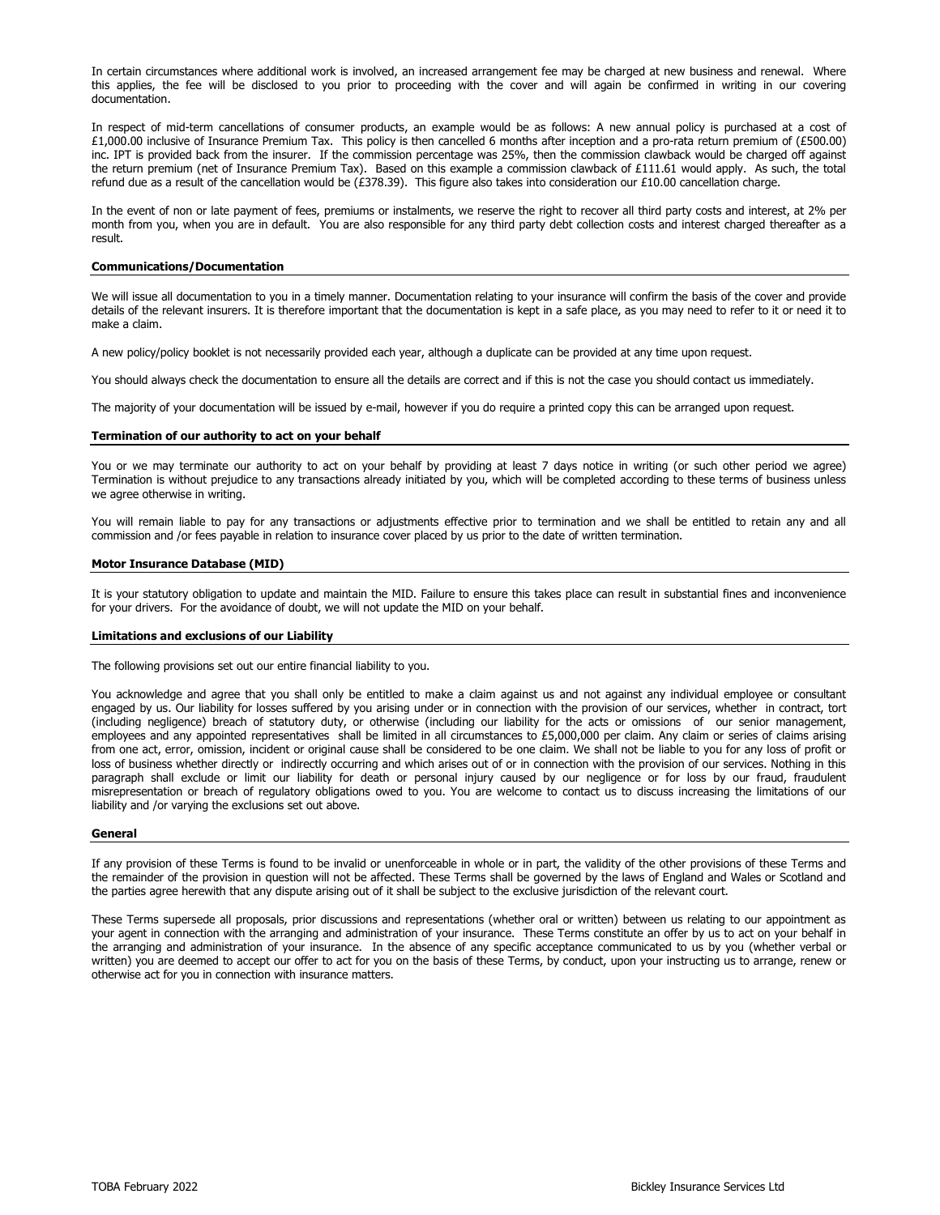In certain circumstances where additional work is involved, an increased arrangement fee may be charged at new business and renewal. Where this applies, the fee will be disclosed to you prior to proceeding with the cover and will again be confirmed in writing in our covering documentation.

In respect of mid-term cancellations of consumer products, an example would be as follows: A new annual policy is purchased at a cost of £1,000.00 inclusive of Insurance Premium Tax. This policy is then cancelled 6 months after inception and a pro-rata return premium of (£500.00) inc. IPT is provided back from the insurer. If the commission percentage was 25%, then the commission clawback would be charged off against the return premium (net of Insurance Premium Tax). Based on this example a commission clawback of £111.61 would apply. As such, the total refund due as a result of the cancellation would be (£378.39). This figure also takes into consideration our £10.00 cancellation charge.

In the event of non or late payment of fees, premiums or instalments, we reserve the right to recover all third party costs and interest, at 2% per month from you, when you are in default. You are also responsible for any third party debt collection costs and interest charged thereafter as a result.

**Communications/Documentation**

We will issue all documentation to you in a timely manner. Documentation relating to your insurance will confirm the basis of the cover and provide details of the relevant insurers. It is therefore important that the documentation is kept in a safe place, as you may need to refer to it or need it to make a claim.

A new policy/policy booklet is not necessarily provided each year, although a duplicate can be provided at any time upon request.

You should always check the documentation to ensure all the details are correct and if this is not the case you should contact us immediately.

The majority of your documentation will be issued by e-mail, however if you do require a printed copy this can be arranged upon request.

**Termination of our authority to act on your behalf**

You or we may terminate our authority to act on your behalf by providing at least 7 days notice in writing (or such other period we agree) Termination is without prejudice to any transactions already initiated by you, which will be completed according to these terms of business unless we agree otherwise in writing.

You will remain liable to pay for any transactions or adjustments effective prior to termination and we shall be entitled to retain any and all commission and /or fees payable in relation to insurance cover placed by us prior to the date of written termination.

**Motor Insurance Database (MID)**

It is your statutory obligation to update and maintain the MID. Failure to ensure this takes place can result in substantial fines and inconvenience for your drivers. For the avoidance of doubt, we will not update the MID on your behalf.

**Limitations and exclusions of our Liability**

The following provisions set out our entire financial liability to you.

You acknowledge and agree that you shall only be entitled to make a claim against us and not against any individual employee or consultant engaged by us. Our liability for losses suffered by you arising under or in connection with the provision of our services, whether in contract, tort (including negligence) breach of statutory duty, or otherwise (including our liability for the acts or omissions of our senior management, employees and any appointed representatives shall be limited in all circumstances to £5,000,000 per claim. Any claim or series of claims arising from one act, error, omission, incident or original cause shall be considered to be one claim. We shall not be liable to you for any loss of profit or loss of business whether directly or indirectly occurring and which arises out of or in connection with the provision of our services. Nothing in this paragraph shall exclude or limit our liability for death or personal injury caused by our negligence or for loss by our fraud, fraudulent misrepresentation or breach of regulatory obligations owed to you. You are welcome to contact us to discuss increasing the limitations of our liability and /or varying the exclusions set out above.

**General**

If any provision of these Terms is found to be invalid or unenforceable in whole or in part, the validity of the other provisions of these Terms and the remainder of the provision in question will not be affected. These Terms shall be governed by the laws of England and Wales or Scotland and the parties agree herewith that any dispute arising out of it shall be subject to the exclusive jurisdiction of the relevant court.

These Terms supersede all proposals, prior discussions and representations (whether oral or written) between us relating to our appointment as your agent in connection with the arranging and administration of your insurance. These Terms constitute an offer by us to act on your behalf in the arranging and administration of your insurance. In the absence of any specific acceptance communicated to us by you (whether verbal or written) you are deemed to accept our offer to act for you on the basis of these Terms, by conduct, upon your instructing us to arrange, renew or otherwise act for you in connection with insurance matters.